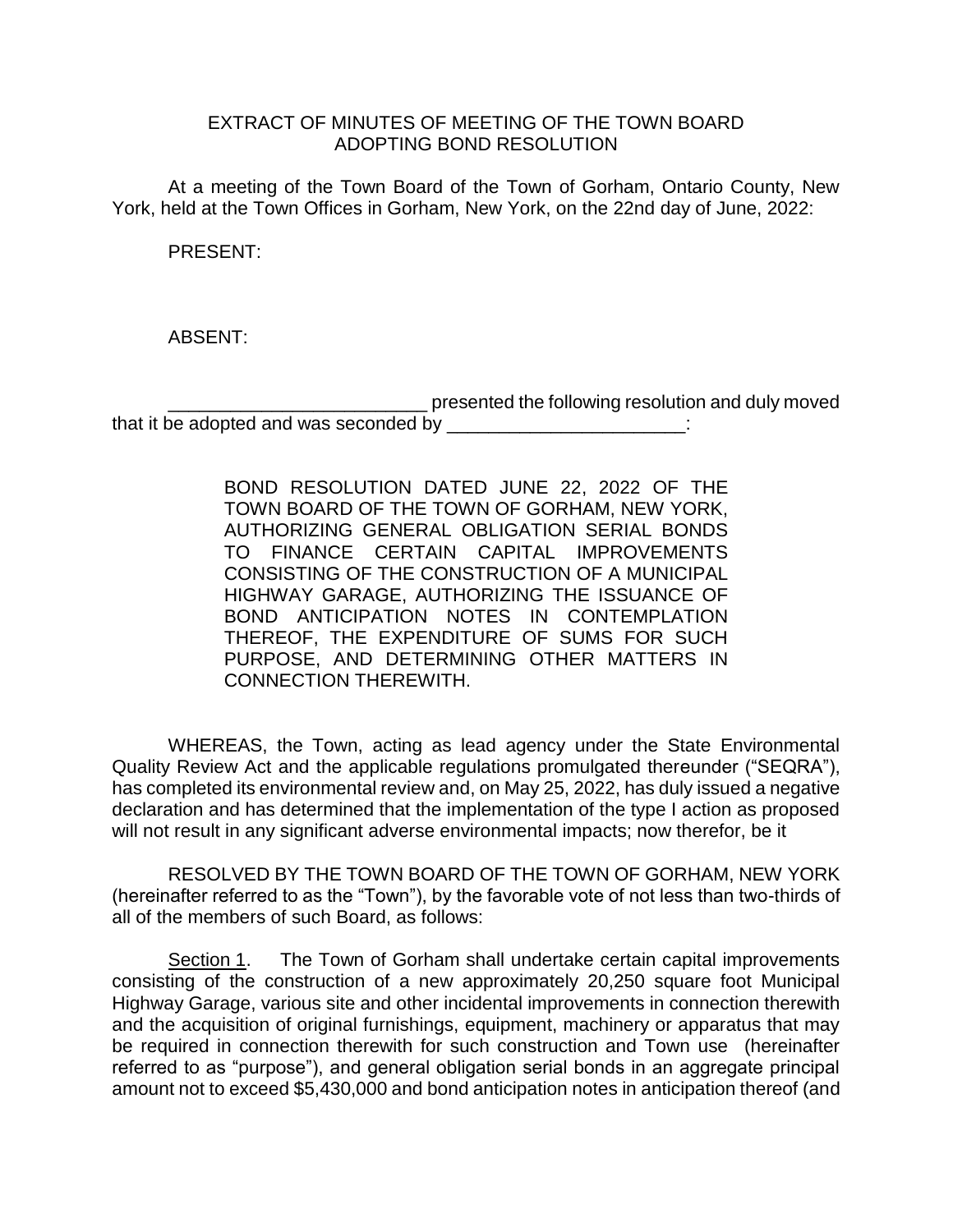EXTRACT OF MINUTES OF MEETING OF THE TOWN BOARD
ADOPTING BOND RESOLUTION

At a meeting of the Town Board of the Town of Gorham, Ontario County, New York, held at the Town Offices in Gorham, New York, on the 22nd day of June, 2022:

PRESENT:

ABSENT:

_________________________ presented the following resolution and duly moved that it be adopted and was seconded by _______________________:

> BOND RESOLUTION DATED JUNE 22, 2022 OF THE TOWN BOARD OF THE TOWN OF GORHAM, NEW YORK, AUTHORIZING GENERAL OBLIGATION SERIAL BONDS TO FINANCE CERTAIN CAPITAL IMPROVEMENTS CONSISTING OF THE CONSTRUCTION OF A MUNICIPAL HIGHWAY GARAGE, AUTHORIZING THE ISSUANCE OF BOND ANTICIPATION NOTES IN CONTEMPLATION THEREOF, THE EXPENDITURE OF SUMS FOR SUCH PURPOSE, AND DETERMINING OTHER MATTERS IN CONNECTION THEREWITH.

WHEREAS, the Town, acting as lead agency under the State Environmental Quality Review Act and the applicable regulations promulgated thereunder ("SEQRA"), has completed its environmental review and, on May 25, 2022, has duly issued a negative declaration and has determined that the implementation of the type I action as proposed will not result in any significant adverse environmental impacts; now therefor, be it

RESOLVED BY THE TOWN BOARD OF THE TOWN OF GORHAM, NEW YORK (hereinafter referred to as the "Town"), by the favorable vote of not less than two-thirds of all of the members of such Board, as follows:

Section 1. The Town of Gorham shall undertake certain capital improvements consisting of the construction of a new approximately 20,250 square foot Municipal Highway Garage, various site and other incidental improvements in connection therewith and the acquisition of original furnishings, equipment, machinery or apparatus that may be required in connection therewith for such construction and Town use (hereinafter referred to as "purpose"), and general obligation serial bonds in an aggregate principal amount not to exceed $5,430,000 and bond anticipation notes in anticipation thereof (and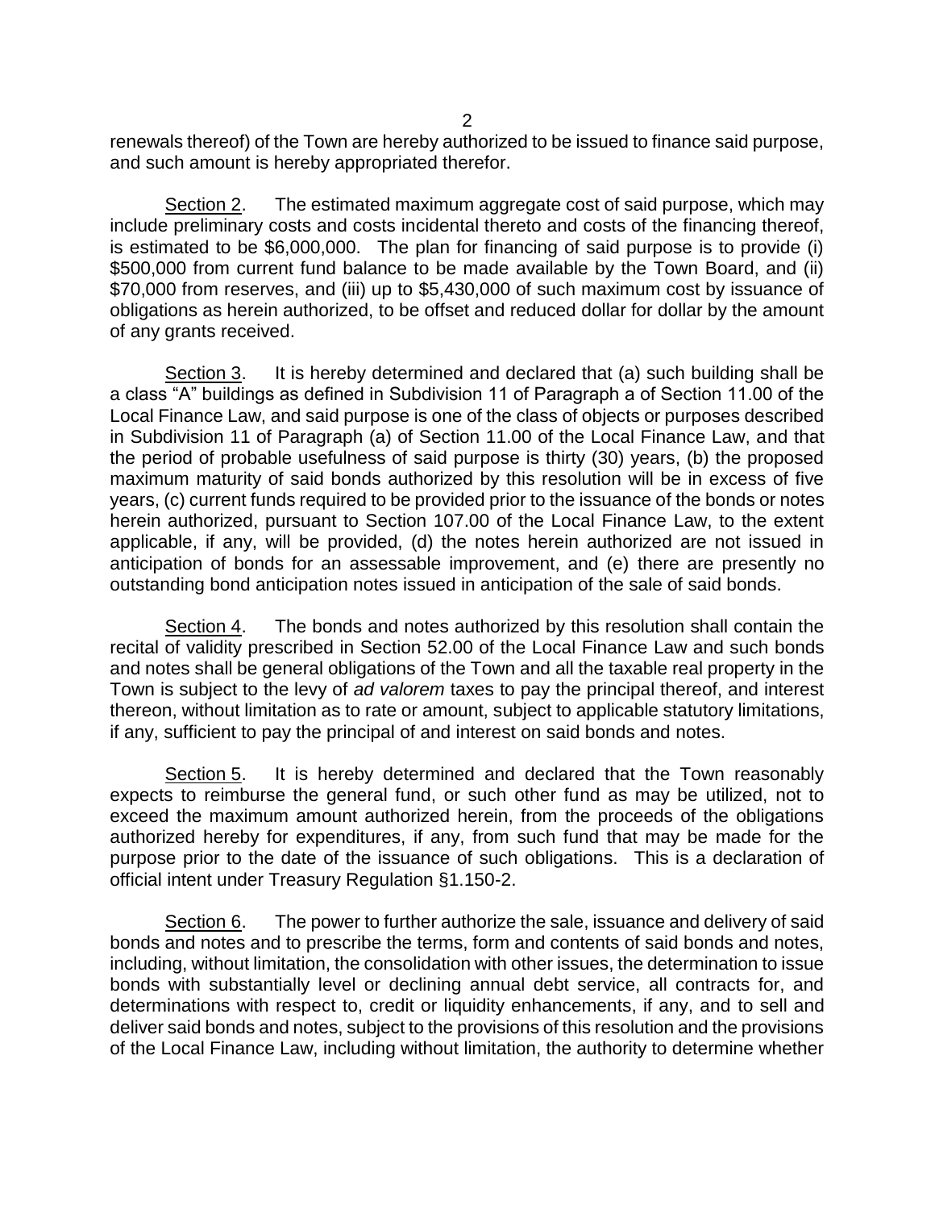renewals thereof) of the Town are hereby authorized to be issued to finance said purpose, and such amount is hereby appropriated therefor.

Section 2. The estimated maximum aggregate cost of said purpose, which may include preliminary costs and costs incidental thereto and costs of the financing thereof, is estimated to be $6,000,000. The plan for financing of said purpose is to provide (i) $500,000 from current fund balance to be made available by the Town Board, and (ii) $70,000 from reserves, and (iii) up to $5,430,000 of such maximum cost by issuance of obligations as herein authorized, to be offset and reduced dollar for dollar by the amount of any grants received.

Section 3. It is hereby determined and declared that (a) such building shall be a class "A" buildings as defined in Subdivision 11 of Paragraph a of Section 11.00 of the Local Finance Law, and said purpose is one of the class of objects or purposes described in Subdivision 11 of Paragraph (a) of Section 11.00 of the Local Finance Law, and that the period of probable usefulness of said purpose is thirty (30) years, (b) the proposed maximum maturity of said bonds authorized by this resolution will be in excess of five years, (c) current funds required to be provided prior to the issuance of the bonds or notes herein authorized, pursuant to Section 107.00 of the Local Finance Law, to the extent applicable, if any, will be provided, (d) the notes herein authorized are not issued in anticipation of bonds for an assessable improvement, and (e) there are presently no outstanding bond anticipation notes issued in anticipation of the sale of said bonds.

Section 4. The bonds and notes authorized by this resolution shall contain the recital of validity prescribed in Section 52.00 of the Local Finance Law and such bonds and notes shall be general obligations of the Town and all the taxable real property in the Town is subject to the levy of *ad valorem* taxes to pay the principal thereof, and interest thereon, without limitation as to rate or amount, subject to applicable statutory limitations, if any, sufficient to pay the principal of and interest on said bonds and notes.

Section 5. It is hereby determined and declared that the Town reasonably expects to reimburse the general fund, or such other fund as may be utilized, not to exceed the maximum amount authorized herein, from the proceeds of the obligations authorized hereby for expenditures, if any, from such fund that may be made for the purpose prior to the date of the issuance of such obligations. This is a declaration of official intent under Treasury Regulation §1.150-2.

Section 6. The power to further authorize the sale, issuance and delivery of said bonds and notes and to prescribe the terms, form and contents of said bonds and notes, including, without limitation, the consolidation with other issues, the determination to issue bonds with substantially level or declining annual debt service, all contracts for, and determinations with respect to, credit or liquidity enhancements, if any, and to sell and deliver said bonds and notes, subject to the provisions of this resolution and the provisions of the Local Finance Law, including without limitation, the authority to determine whether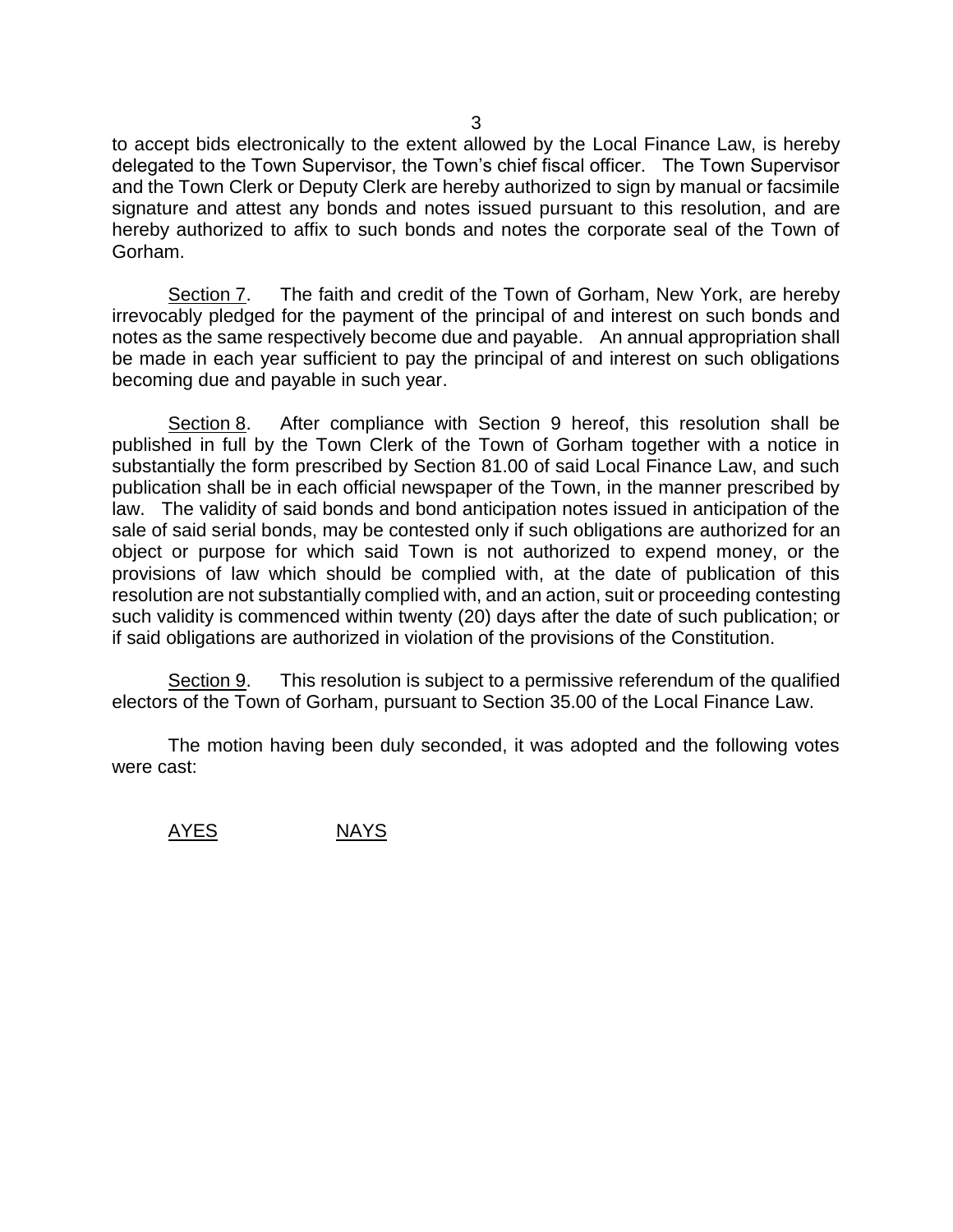to accept bids electronically to the extent allowed by the Local Finance Law, is hereby delegated to the Town Supervisor, the Town's chief fiscal officer. The Town Supervisor and the Town Clerk or Deputy Clerk are hereby authorized to sign by manual or facsimile signature and attest any bonds and notes issued pursuant to this resolution, and are hereby authorized to affix to such bonds and notes the corporate seal of the Town of Gorham.

Section 7. The faith and credit of the Town of Gorham, New York, are hereby irrevocably pledged for the payment of the principal of and interest on such bonds and notes as the same respectively become due and payable. An annual appropriation shall be made in each year sufficient to pay the principal of and interest on such obligations becoming due and payable in such year.

Section 8. After compliance with Section 9 hereof, this resolution shall be published in full by the Town Clerk of the Town of Gorham together with a notice in substantially the form prescribed by Section 81.00 of said Local Finance Law, and such publication shall be in each official newspaper of the Town, in the manner prescribed by law. The validity of said bonds and bond anticipation notes issued in anticipation of the sale of said serial bonds, may be contested only if such obligations are authorized for an object or purpose for which said Town is not authorized to expend money, or the provisions of law which should be complied with, at the date of publication of this resolution are not substantially complied with, and an action, suit or proceeding contesting such validity is commenced within twenty (20) days after the date of such publication; or if said obligations are authorized in violation of the provisions of the Constitution.

Section 9. This resolution is subject to a permissive referendum of the qualified electors of the Town of Gorham, pursuant to Section 35.00 of the Local Finance Law.

The motion having been duly seconded, it was adopted and the following votes were cast:

AYES NAYS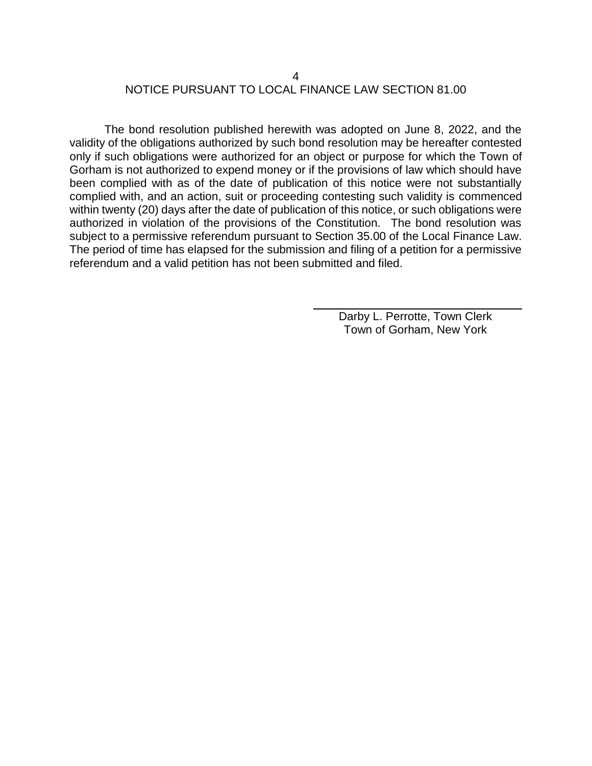## NOTICE PURSUANT TO LOCAL FINANCE LAW SECTION 81.00

The bond resolution published herewith was adopted on June 8, 2022, and the validity of the obligations authorized by such bond resolution may be hereafter contested only if such obligations were authorized for an object or purpose for which the Town of Gorham is not authorized to expend money or if the provisions of law which should have been complied with as of the date of publication of this notice were not substantially complied with, and an action, suit or proceeding contesting such validity is commenced within twenty (20) days after the date of publication of this notice, or such obligations were authorized in violation of the provisions of the Constitution. The bond resolution was subject to a permissive referendum pursuant to Section 35.00 of the Local Finance Law. The period of time has elapsed for the submission and filing of a petition for a permissive referendum and a valid petition has not been submitted and filed.

\_\_\_\_\_\_\_\_\_\_\_\_\_\_\_\_\_\_\_\_\_\_\_\_\_\_\_\_\_\_
Darby L. Perrotte, Town Clerk
Town of Gorham, New York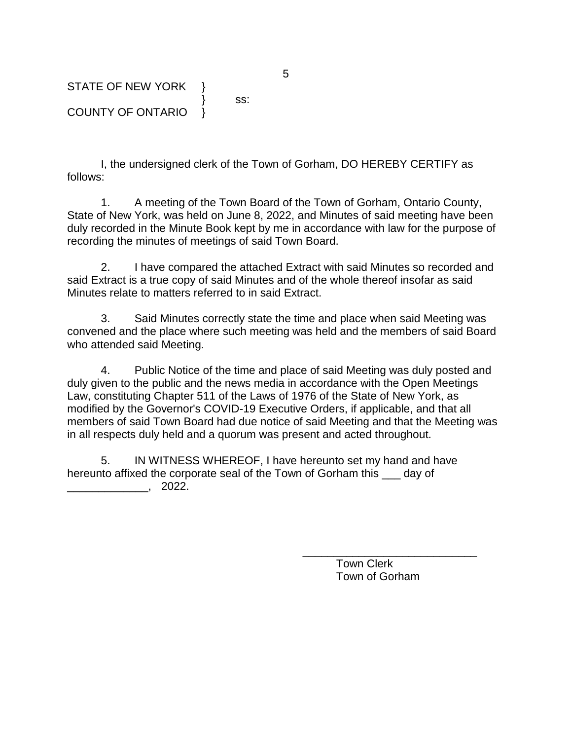STATE OF NEW YORK }
} ss:
COUNTY OF ONTARIO }

I, the undersigned clerk of the Town of Gorham, DO HEREBY CERTIFY as follows:

1. A meeting of the Town Board of the Town of Gorham, Ontario County, State of New York, was held on June 8, 2022, and Minutes of said meeting have been duly recorded in the Minute Book kept by me in accordance with law for the purpose of recording the minutes of meetings of said Town Board.

2. I have compared the attached Extract with said Minutes so recorded and said Extract is a true copy of said Minutes and of the whole thereof insofar as said Minutes relate to matters referred to in said Extract.

3. Said Minutes correctly state the time and place when said Meeting was convened and the place where such meeting was held and the members of said Board who attended said Meeting.

4. Public Notice of the time and place of said Meeting was duly posted and duly given to the public and the news media in accordance with the Open Meetings Law, constituting Chapter 511 of the Laws of 1976 of the State of New York, as modified by the Governor's COVID-19 Executive Orders, if applicable, and that all members of said Town Board had due notice of said Meeting and that the Meeting was in all respects duly held and a quorum was present and acted throughout.

5. IN WITNESS WHEREOF, I have hereunto set my hand and have hereunto affixed the corporate seal of the Town of Gorham this ___ day of _____________, 2022.

_____________________________
Town Clerk
Town of Gorham